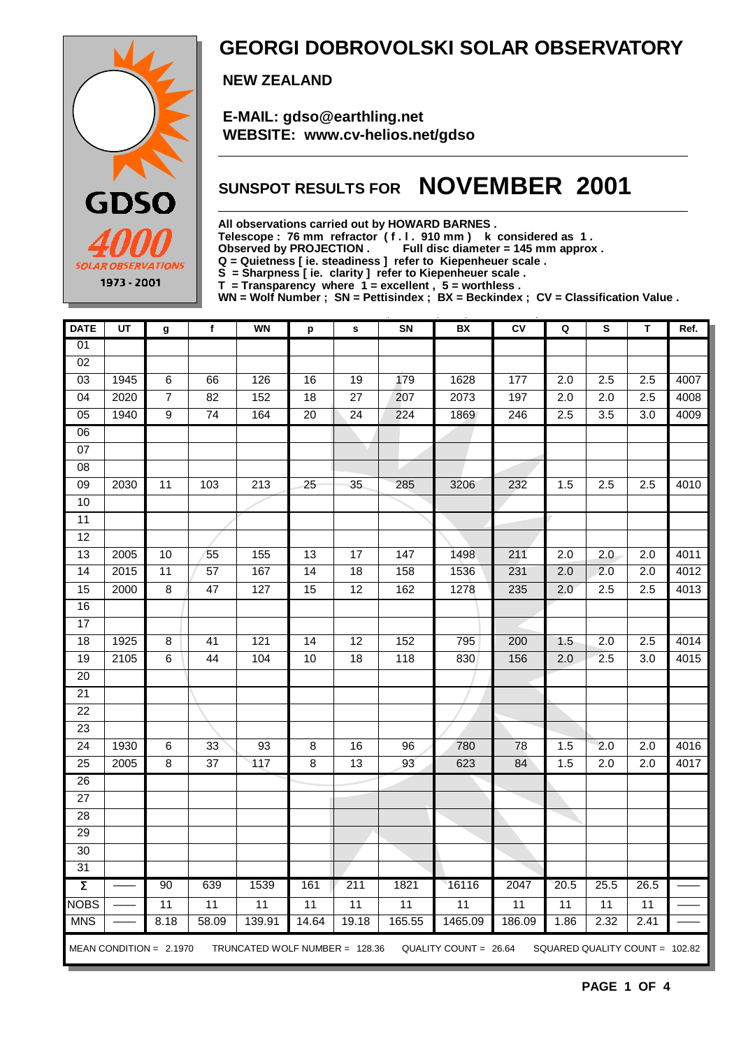# GEORGI DOBROVOLSKI SOLAR OBSERVATORY

**NEW ZEALAND**

**E-MAIL: gdso@earthling.net**
**WEBSITE: www.cv-helios.net/gdso**

GDSO 4000 SOLAR OBSERVATIONS 1973 - 2001

## SUNSPOT RESULTS FOR NOVEMBER 2001

**All observations carried out by HOWARD BARNES .**
**Telescope : 76 mm refractor ( f . l . 910 mm ) k considered as 1 .**
**Observed by PROJECTION . Full disc diameter = 145 mm approx .**
**Q = Quietness [ ie. steadiness ] refer to Kiepenheuer scale .**
**S = Sharpness [ ie. clarity ] refer to Kiepenheuer scale .**
**T = Transparency where 1 = excellent , 5 = worthless .**
**WN = Wolf Number ; SN = Pettisindex ; BX = Beckindex ; CV = Classification Value .**

| DATE | UT | g | f | WN | p | s | SN | BX | CV | Q | S | T | Ref. |
|---|---|---|---|---|---|---|---|---|---|---|---|---|---|
| 01 | | | | | | | | | | | | | |
| 02 | | | | | | | | | | | | | |
| 03 | 1945 | 6 | 66 | 126 | 16 | 19 | 179 | 1628 | 177 | 2.0 | 2.5 | 2.5 | 4007 |
| 04 | 2020 | 7 | 82 | 152 | 18 | 27 | 207 | 2073 | 197 | 2.0 | 2.0 | 2.5 | 4008 |
| 05 | 1940 | 9 | 74 | 164 | 20 | 24 | 224 | 1869 | 246 | 2.5 | 3.5 | 3.0 | 4009 |
| 06 | | | | | | | | | | | | | |
| 07 | | | | | | | | | | | | | |
| 08 | | | | | | | | | | | | | |
| 09 | 2030 | 11 | 103 | 213 | 25 | 35 | 285 | 3206 | 232 | 1.5 | 2.5 | 2.5 | 4010 |
| 10 | | | | | | | | | | | | | |
| 11 | | | | | | | | | | | | | |
| 12 | | | | | | | | | | | | | |
| 13 | 2005 | 10 | 55 | 155 | 13 | 17 | 147 | 1498 | 211 | 2.0 | 2.0 | 2.0 | 4011 |
| 14 | 2015 | 11 | 57 | 167 | 14 | 18 | 158 | 1536 | 231 | 2.0 | 2.0 | 2.0 | 4012 |
| 15 | 2000 | 8 | 47 | 127 | 15 | 12 | 162 | 1278 | 235 | 2.0 | 2.5 | 2.5 | 4013 |
| 16 | | | | | | | | | | | | | |
| 17 | | | | | | | | | | | | | |
| 18 | 1925 | 8 | 41 | 121 | 14 | 12 | 152 | 795 | 200 | 1.5 | 2.0 | 2.5 | 4014 |
| 19 | 2105 | 6 | 44 | 104 | 10 | 18 | 118 | 830 | 156 | 2.0 | 2.5 | 3.0 | 4015 |
| 20 | | | | | | | | | | | | | |
| 21 | | | | | | | | | | | | | |
| 22 | | | | | | | | | | | | | |
| 23 | | | | | | | | | | | | | |
| 24 | 1930 | 6 | 33 | 93 | 8 | 16 | 96 | 780 | 78 | 1.5 | 2.0 | 2.0 | 4016 |
| 25 | 2005 | 8 | 37 | 117 | 8 | 13 | 93 | 623 | 84 | 1.5 | 2.0 | 2.0 | 4017 |
| 26 | | | | | | | | | | | | | |
| 27 | | | | | | | | | | | | | |
| 28 | | | | | | | | | | | | | |
| 29 | | | | | | | | | | | | | |
| 30 | | | | | | | | | | | | | |
| 31 | | | | | | | | | | | | | |
| Σ | —— | 90 | 639 | 1539 | 161 | 211 | 1821 | 16116 | 2047 | 20.5 | 25.5 | 26.5 | —— |
| NOBS | —— | 11 | 11 | 11 | 11 | 11 | 11 | 11 | 11 | 11 | 11 | 11 | —— |
| MNS | —— | 8.18 | 58.09 | 139.91 | 14.64 | 19.18 | 165.55 | 1465.09 | 186.09 | 1.86 | 2.32 | 2.41 | —— |

MEAN CONDITION = 2.1970 TRUNCATED WOLF NUMBER = 128.36 QUALITY COUNT = 26.64 SQUARED QUALITY COUNT = 102.82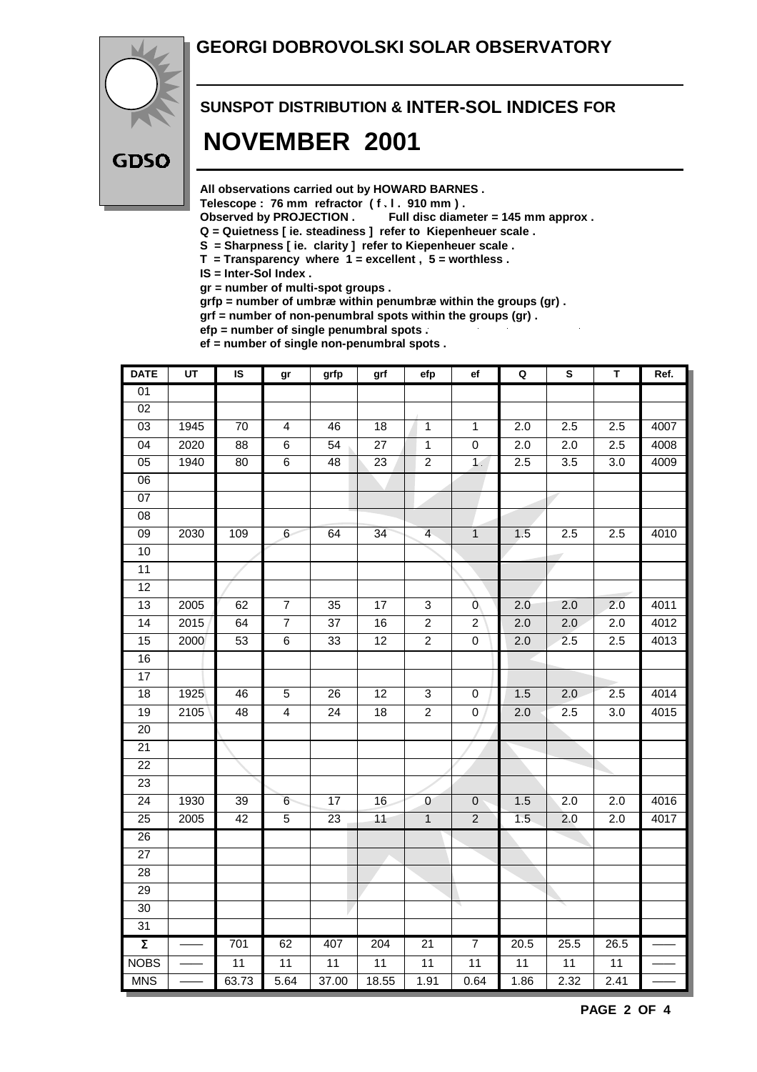# GEORGI DOBROVOLSKI SOLAR OBSERVATORY

GDSO

## SUNSPOT DISTRIBUTION & INTER-SOL INDICES FOR

# NOVEMBER 2001

**All observations carried out by HOWARD BARNES .**
**Telescope : 76 mm refractor ( f . l . 910 mm ) .**
**Observed by PROJECTION . Full disc diameter = 145 mm approx .**
**Q = Quietness [ ie. steadiness ] refer to Kiepenheuer scale .**
**S = Sharpness [ ie. clarity ] refer to Kiepenheuer scale .**
**T = Transparency where 1 = excellent , 5 = worthless .**
**IS = Inter-Sol Index .**
**gr = number of multi-spot groups .**
**grfp = number of umbræ within penumbræ within the groups (gr) .**
**grf = number of non-penumbral spots within the groups (gr) .**
**efp = number of single penumbral spots .**
**ef = number of single non-penumbral spots .**

| DATE | UT | IS | gr | grfp | grf | efp | ef | Q | S | T | Ref. |
|---|---|---|---|---|---|---|---|---|---|---|---|
| 01 | | | | | | | | | | | |
| 02 | | | | | | | | | | | |
| 03 | 1945 | 70 | 4 | 46 | 18 | 1 | 1 | 2.0 | 2.5 | 2.5 | 4007 |
| 04 | 2020 | 88 | 6 | 54 | 27 | 1 | 0 | 2.0 | 2.0 | 2.5 | 4008 |
| 05 | 1940 | 80 | 6 | 48 | 23 | 2 | 1 | 2.5 | 3.5 | 3.0 | 4009 |
| 06 | | | | | | | | | | | |
| 07 | | | | | | | | | | | |
| 08 | | | | | | | | | | | |
| 09 | 2030 | 109 | 6 | 64 | 34 | 4 | 1 | 1.5 | 2.5 | 2.5 | 4010 |
| 10 | | | | | | | | | | | |
| 11 | | | | | | | | | | | |
| 12 | | | | | | | | | | | |
| 13 | 2005 | 62 | 7 | 35 | 17 | 3 | 0 | 2.0 | 2.0 | 2.0 | 4011 |
| 14 | 2015 | 64 | 7 | 37 | 16 | 2 | 2 | 2.0 | 2.0 | 2.0 | 4012 |
| 15 | 2000 | 53 | 6 | 33 | 12 | 2 | 0 | 2.0 | 2.5 | 2.5 | 4013 |
| 16 | | | | | | | | | | | |
| 17 | | | | | | | | | | | |
| 18 | 1925 | 46 | 5 | 26 | 12 | 3 | 0 | 1.5 | 2.0 | 2.5 | 4014 |
| 19 | 2105 | 48 | 4 | 24 | 18 | 2 | 0 | 2.0 | 2.5 | 3.0 | 4015 |
| 20 | | | | | | | | | | | |
| 21 | | | | | | | | | | | |
| 22 | | | | | | | | | | | |
| 23 | | | | | | | | | | | |
| 24 | 1930 | 39 | 6 | 17 | 16 | 0 | 0 | 1.5 | 2.0 | 2.0 | 4016 |
| 25 | 2005 | 42 | 5 | 23 | 11 | 1 | 2 | 1.5 | 2.0 | 2.0 | 4017 |
| 26 | | | | | | | | | | | |
| 27 | | | | | | | | | | | |
| 28 | | | | | | | | | | | |
| 29 | | | | | | | | | | | |
| 30 | | | | | | | | | | | |
| 31 | | | | | | | | | | | |
| Σ | —— | 701 | 62 | 407 | 204 | 21 | 7 | 20.5 | 25.5 | 26.5 | —— |
| NOBS | —— | 11 | 11 | 11 | 11 | 11 | 11 | 11 | 11 | 11 | —— |
| MNS | —— | 63.73 | 5.64 | 37.00 | 18.55 | 1.91 | 0.64 | 1.86 | 2.32 | 2.41 | —— |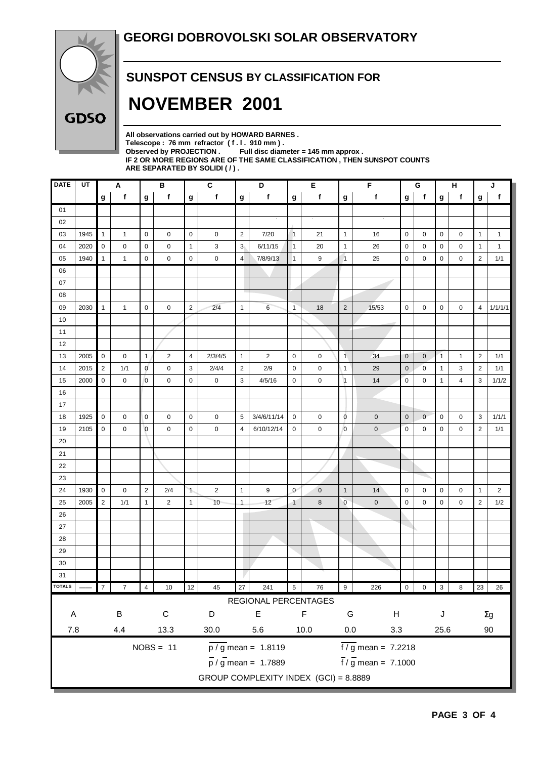# GEORGI DOBROVOLSKI SOLAR OBSERVATORY

GDSO

## SUNSPOT CENSUS BY CLASSIFICATION FOR

# NOVEMBER 2001

**All observations carried out by HOWARD BARNES .**
**Telescope : 76 mm refractor ( f . l . 910 mm ) .**
**Observed by PROJECTION . Full disc diameter = 145 mm approx .**
**IF 2 OR MORE REGIONS ARE OF THE SAME CLASSIFICATION , THEN SUNSPOT COUNTS ARE SEPARATED BY SOLIDI ( / ) .**

| DATE | UT | A | | B | | C | | D | | E | | F | | G | | H | | J | |
|---|---|---|---|---|---|---|---|---|---|---|---|---|---|---|---|---|---|---|---|
| | | g | f | g | f | g | f | g | f | g | f | g | f | g | f | g | f | g | f |
| 01 | | | | | | | | | | | | | | | | | | | |
| 02 | | | | | | | | | | | | | | | | | | | |
| 03 | 1945 | 1 | 1 | 0 | 0 | 0 | 0 | 2 | 7/20 | 1 | 21 | 1 | 16 | 0 | 0 | 0 | 0 | 1 | 1 |
| 04 | 2020 | 0 | 0 | 0 | 0 | 1 | 3 | 3 | 6/11/15 | 1 | 20 | 1 | 26 | 0 | 0 | 0 | 0 | 1 | 1 |
| 05 | 1940 | 1 | 1 | 0 | 0 | 0 | 0 | 4 | 7/8/9/13 | 1 | 9 | 1 | 25 | 0 | 0 | 0 | 0 | 2 | 1/1 |
| 06 | | | | | | | | | | | | | | | | | | | |
| 07 | | | | | | | | | | | | | | | | | | | |
| 08 | | | | | | | | | | | | | | | | | | | |
| 09 | 2030 | 1 | 1 | 0 | 0 | 2 | 2/4 | 1 | 6 | 1 | 18 | 2 | 15/53 | 0 | 0 | 0 | 0 | 4 | 1/1/1/1 |
| 10 | | | | | | | | | | | | | | | | | | | |
| 11 | | | | | | | | | | | | | | | | | | | |
| 12 | | | | | | | | | | | | | | | | | | | |
| 13 | 2005 | 0 | 0 | 1 | 2 | 4 | 2/3/4/5 | 1 | 2 | 0 | 0 | 1 | 34 | 0 | 0 | 1 | 1 | 2 | 1/1 |
| 14 | 2015 | 2 | 1/1 | 0 | 0 | 3 | 2/4/4 | 2 | 2/9 | 0 | 0 | 1 | 29 | 0 | 0 | 1 | 3 | 2 | 1/1 |
| 15 | 2000 | 0 | 0 | 0 | 0 | 0 | 0 | 3 | 4/5/16 | 0 | 0 | 1 | 14 | 0 | 0 | 1 | 4 | 3 | 1/1/2 |
| 16 | | | | | | | | | | | | | | | | | | | |
| 17 | | | | | | | | | | | | | | | | | | | |
| 18 | 1925 | 0 | 0 | 0 | 0 | 0 | 0 | 5 | 3/4/6/11/14 | 0 | 0 | 0 | 0 | 0 | 0 | 0 | 0 | 3 | 1/1/1 |
| 19 | 2105 | 0 | 0 | 0 | 0 | 0 | 0 | 4 | 6/10/12/14 | 0 | 0 | 0 | 0 | 0 | 0 | 0 | 0 | 2 | 1/1 |
| 20 | | | | | | | | | | | | | | | | | | | |
| 21 | | | | | | | | | | | | | | | | | | | |
| 22 | | | | | | | | | | | | | | | | | | | |
| 23 | | | | | | | | | | | | | | | | | | | |
| 24 | 1930 | 0 | 0 | 2 | 2/4 | 1 | 2 | 1 | 9 | 0 | 0 | 1 | 14 | 0 | 0 | 0 | 0 | 1 | 2 |
| 25 | 2005 | 2 | 1/1 | 1 | 2 | 1 | 10 | 1 | 12 | 1 | 8 | 0 | 0 | 0 | 0 | 0 | 0 | 2 | 1/2 |
| 26 | | | | | | | | | | | | | | | | | | | |
| 27 | | | | | | | | | | | | | | | | | | | |
| 28 | | | | | | | | | | | | | | | | | | | |
| 29 | | | | | | | | | | | | | | | | | | | |
| 30 | | | | | | | | | | | | | | | | | | | |
| 31 | | | | | | | | | | | | | | | | | | | |
| TOTALS | —— | 7 | 7 | 4 | 10 | 12 | 45 | 27 | 241 | 5 | 76 | 9 | 226 | 0 | 0 | 3 | 8 | 23 | 26 |

REGIONAL PERCENTAGES

| A | B | C | D | E | F | G | H | J | Σg |
|---|---|---|---|---|---|---|---|---|---|
| 7.8 | 4.4 | 13.3 | 30.0 | 5.6 | 10.0 | 0.0 | 3.3 | 25.6 | 90 |

NOBS = 11

$\overline{p} / \overline{g}$ mean = 1.8119 $\overline{f} / \overline{g}$ mean = 7.2218

$\overline{p} / \overline{g}$ mean = 1.7889 $\overline{f} / \overline{g}$ mean = 7.1000

GROUP COMPLEXITY INDEX (GCI) = 8.8889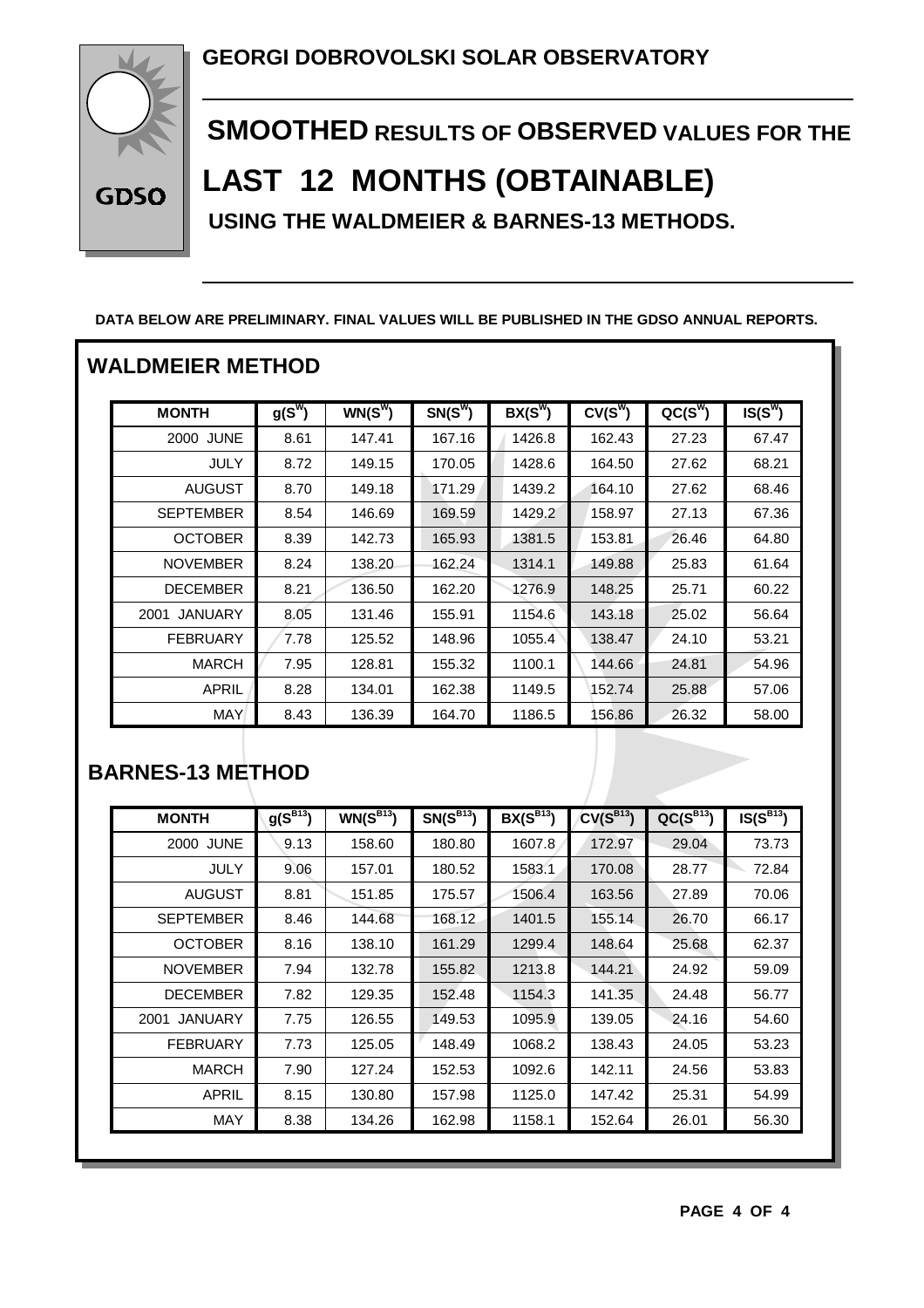# GEORGI DOBROVOLSKI SOLAR OBSERVATORY

GDSO

## SMOOTHED RESULTS OF OBSERVED VALUES FOR THE LAST 12 MONTHS (OBTAINABLE) USING THE WALDMEIER & BARNES-13 METHODS.

DATA BELOW ARE PRELIMINARY. FINAL VALUES WILL BE PUBLISHED IN THE GDSO ANNUAL REPORTS.

## WALDMEIER METHOD

| MONTH | $g(S^W)$ | $WN(S^W)$ | $SN(S^W)$ | $BX(S^W)$ | $CV(S^W)$ | $QC(S^W)$ | $IS(S^W)$ |
|---|---|---|---|---|---|---|---|
| 2000 JUNE | 8.61 | 147.41 | 167.16 | 1426.8 | 162.43 | 27.23 | 67.47 |
| JULY | 8.72 | 149.15 | 170.05 | 1428.6 | 164.50 | 27.62 | 68.21 |
| AUGUST | 8.70 | 149.18 | 171.29 | 1439.2 | 164.10 | 27.62 | 68.46 |
| SEPTEMBER | 8.54 | 146.69 | 169.59 | 1429.2 | 158.97 | 27.13 | 67.36 |
| OCTOBER | 8.39 | 142.73 | 165.93 | 1381.5 | 153.81 | 26.46 | 64.80 |
| NOVEMBER | 8.24 | 138.20 | 162.24 | 1314.1 | 149.88 | 25.83 | 61.64 |
| DECEMBER | 8.21 | 136.50 | 162.20 | 1276.9 | 148.25 | 25.71 | 60.22 |
| 2001 JANUARY | 8.05 | 131.46 | 155.91 | 1154.6 | 143.18 | 25.02 | 56.64 |
| FEBRUARY | 7.78 | 125.52 | 148.96 | 1055.4 | 138.47 | 24.10 | 53.21 |
| MARCH | 7.95 | 128.81 | 155.32 | 1100.1 | 144.66 | 24.81 | 54.96 |
| APRIL | 8.28 | 134.01 | 162.38 | 1149.5 | 152.74 | 25.88 | 57.06 |
| MAY | 8.43 | 136.39 | 164.70 | 1186.5 | 156.86 | 26.32 | 58.00 |

## BARNES-13 METHOD

| MONTH | $g(S^{B13})$ | $WN(S^{B13})$ | $SN(S^{B13})$ | $BX(S^{B13})$ | $CV(S^{B13})$ | $QC(S^{B13})$ | $IS(S^{B13})$ |
|---|---|---|---|---|---|---|---|
| 2000 JUNE | 9.13 | 158.60 | 180.80 | 1607.8 | 172.97 | 29.04 | 73.73 |
| JULY | 9.06 | 157.01 | 180.52 | 1583.1 | 170.08 | 28.77 | 72.84 |
| AUGUST | 8.81 | 151.85 | 175.57 | 1506.4 | 163.56 | 27.89 | 70.06 |
| SEPTEMBER | 8.46 | 144.68 | 168.12 | 1401.5 | 155.14 | 26.70 | 66.17 |
| OCTOBER | 8.16 | 138.10 | 161.29 | 1299.4 | 148.64 | 25.68 | 62.37 |
| NOVEMBER | 7.94 | 132.78 | 155.82 | 1213.8 | 144.21 | 24.92 | 59.09 |
| DECEMBER | 7.82 | 129.35 | 152.48 | 1154.3 | 141.35 | 24.48 | 56.77 |
| 2001 JANUARY | 7.75 | 126.55 | 149.53 | 1095.9 | 139.05 | 24.16 | 54.60 |
| FEBRUARY | 7.73 | 125.05 | 148.49 | 1068.2 | 138.43 | 24.05 | 53.23 |
| MARCH | 7.90 | 127.24 | 152.53 | 1092.6 | 142.11 | 24.56 | 53.83 |
| APRIL | 8.15 | 130.80 | 157.98 | 1125.0 | 147.42 | 25.31 | 54.99 |
| MAY | 8.38 | 134.26 | 162.98 | 1158.1 | 152.64 | 26.01 | 56.30 |